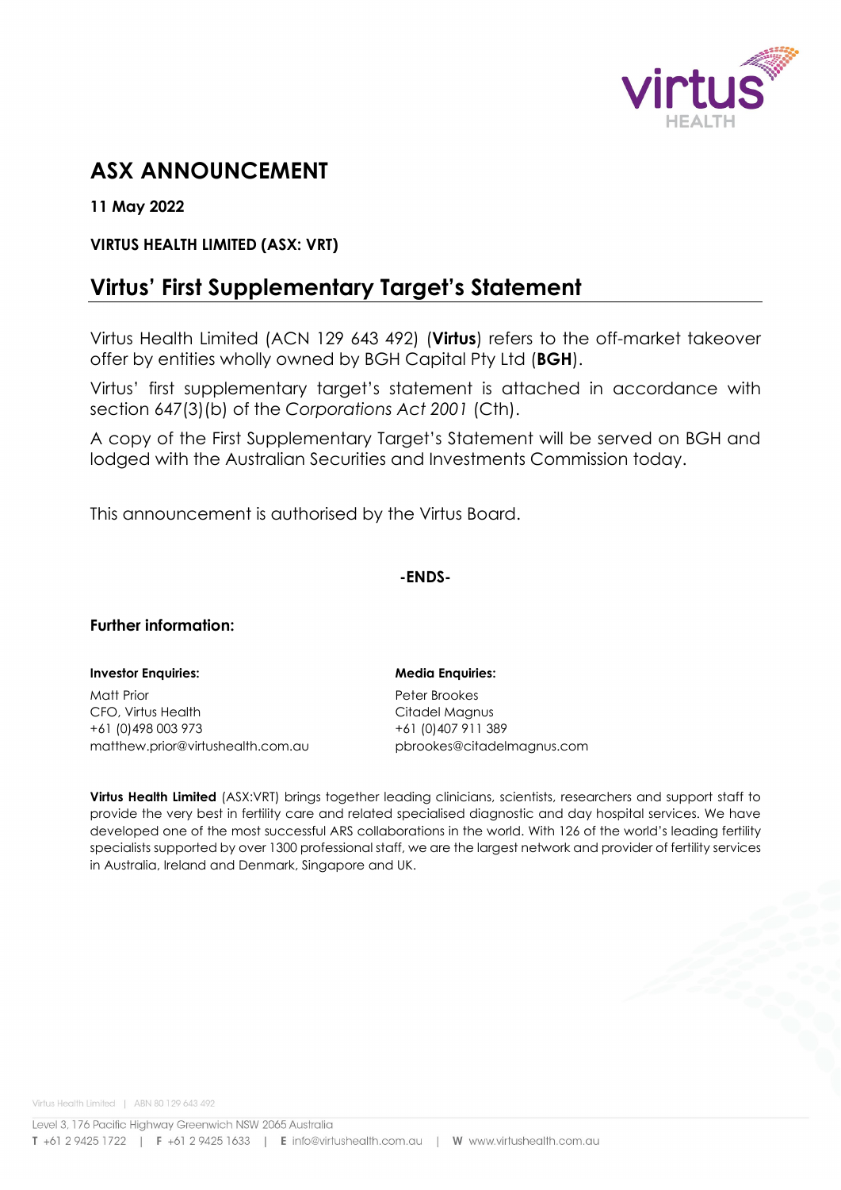# ASX ANNOUNCEMENT

**11 May 2022**

**VIRTUS HEALTH LIMITED (ASX: VRT)**

## Virtus' First Supplementary Target's Statement

Virtus Health Limited (ACN 129 643 492) (**Virtus**) refers to the off-market takeover offer by entities wholly owned by BGH Capital Pty Ltd (**BGH**).

Virtus' first supplementary target's statement is attached in accordance with section 647(3)(b) of the *Corporations Act 2001* (Cth).

A copy of the First Supplementary Target's Statement will be served on BGH and lodged with the Australian Securities and Investments Commission today.

This announcement is authorised by the Virtus Board.

**-ENDS-**

**Further information:**

**Investor Enquiries:**

Matt Prior
CFO, Virtus Health
+61 (0)498 003 973
matthew.prior@virtushealth.com.au

**Media Enquiries:**

Peter Brookes
Citadel Magnus
+61 (0)407 911 389
pbrookes@citadelmagnus.com

**Virtus Health Limited** (ASX:VRT) brings together leading clinicians, scientists, researchers and support staff to provide the very best in fertility care and related specialised diagnostic and day hospital services. We have developed one of the most successful ARS collaborations in the world. With 126 of the world's leading fertility specialists supported by over 1300 professional staff, we are the largest network and provider of fertility services in Australia, Ireland and Denmark, Singapore and UK.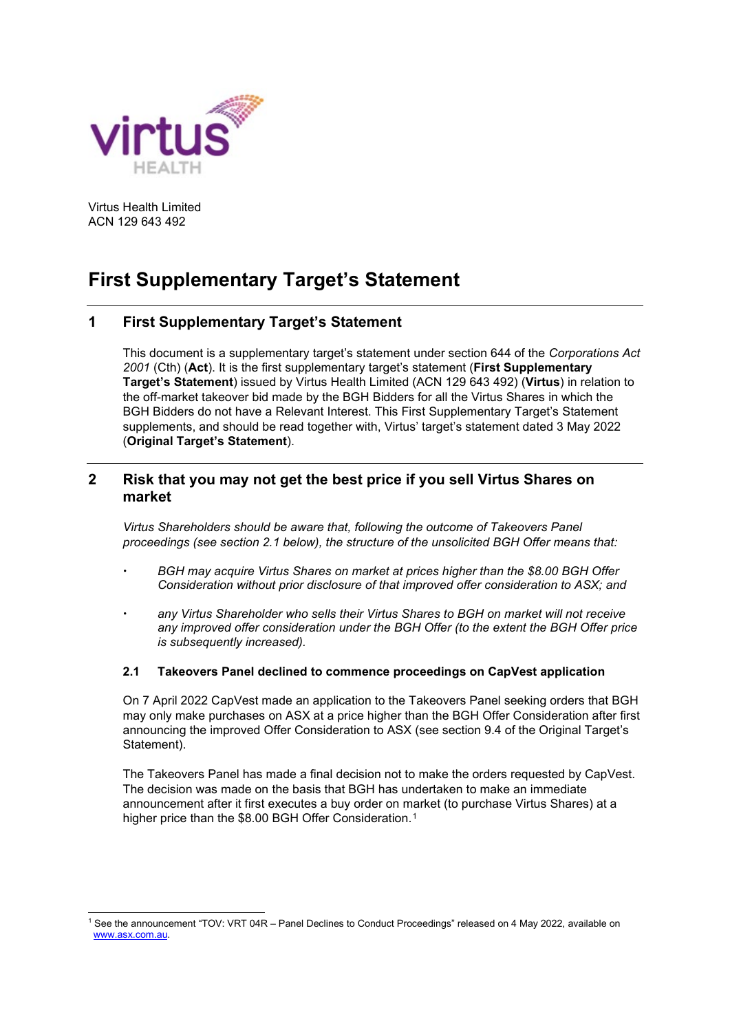Virtus Health Limited
ACN 129 643 492

# First Supplementary Target's Statement

## 1 First Supplementary Target's Statement

This document is a supplementary target's statement under section 644 of the *Corporations Act 2001* (Cth) (**Act**). It is the first supplementary target's statement (**First Supplementary Target's Statement**) issued by Virtus Health Limited (ACN 129 643 492) (**Virtus**) in relation to the off-market takeover bid made by the BGH Bidders for all the Virtus Shares in which the BGH Bidders do not have a Relevant Interest. This First Supplementary Target's Statement supplements, and should be read together with, Virtus' target's statement dated 3 May 2022 (**Original Target's Statement**).

## 2 Risk that you may not get the best price if you sell Virtus Shares on market

*Virtus Shareholders should be aware that, following the outcome of Takeovers Panel proceedings (see section 2.1 below), the structure of the unsolicited BGH Offer means that:*

- *BGH may acquire Virtus Shares on market at prices higher than the $8.00 BGH Offer Consideration without prior disclosure of that improved offer consideration to ASX; and*
- *any Virtus Shareholder who sells their Virtus Shares to BGH on market will not receive any improved offer consideration under the BGH Offer (to the extent the BGH Offer price is subsequently increased).*

### 2.1 Takeovers Panel declined to commence proceedings on CapVest application

On 7 April 2022 CapVest made an application to the Takeovers Panel seeking orders that BGH may only make purchases on ASX at a price higher than the BGH Offer Consideration after first announcing the improved Offer Consideration to ASX (see section 9.4 of the Original Target's Statement).

The Takeovers Panel has made a final decision not to make the orders requested by CapVest. The decision was made on the basis that BGH has undertaken to make an immediate announcement after it first executes a buy order on market (to purchase Virtus Shares) at a higher price than the $8.00 BGH Offer Consideration.[1]

[1] See the announcement "TOV: VRT 04R – Panel Declines to Conduct Proceedings" released on 4 May 2022, available on www.asx.com.au.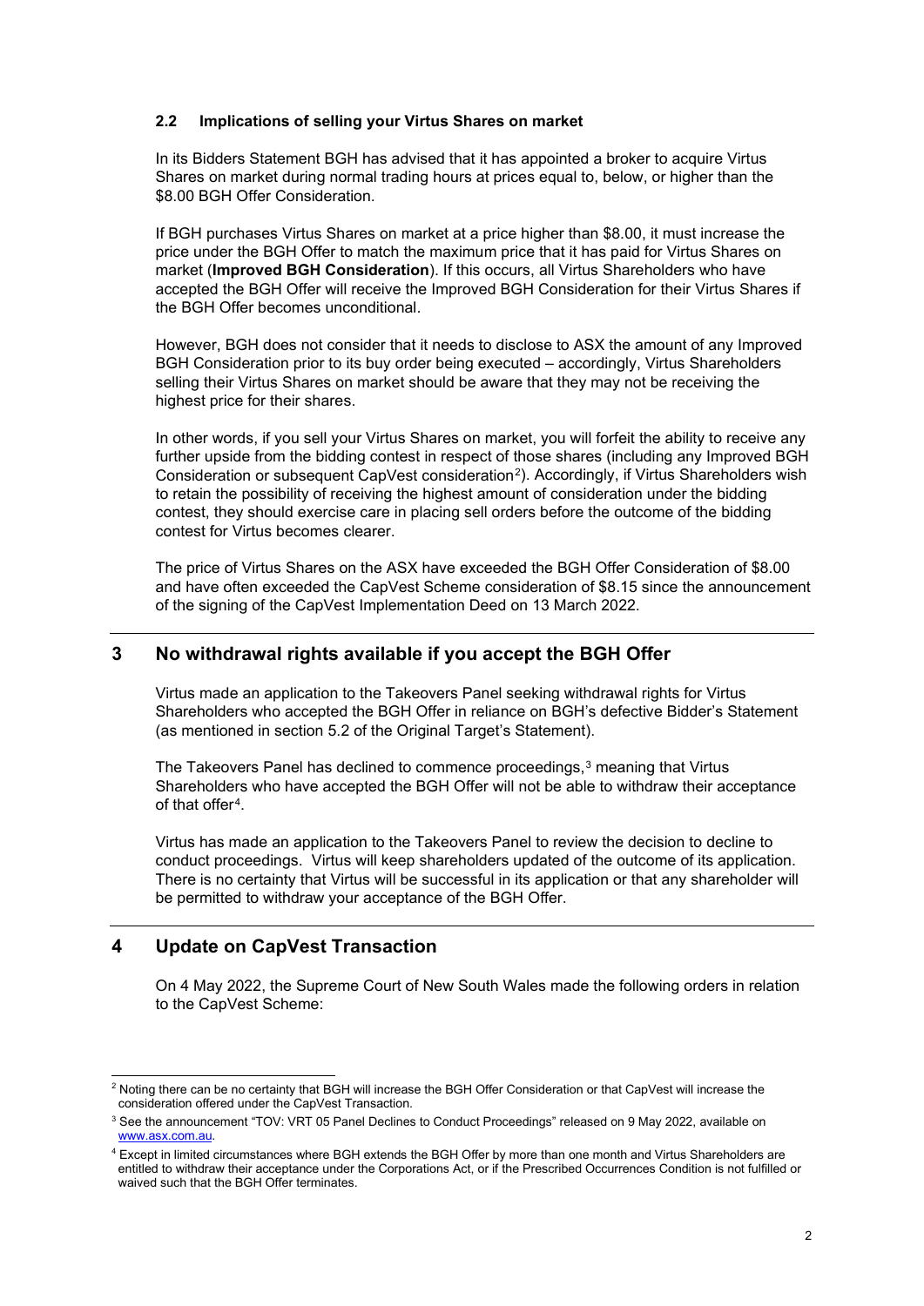### 2.2 Implications of selling your Virtus Shares on market

In its Bidders Statement BGH has advised that it has appointed a broker to acquire Virtus Shares on market during normal trading hours at prices equal to, below, or higher than the \$8.00 BGH Offer Consideration.

If BGH purchases Virtus Shares on market at a price higher than \$8.00, it must increase the price under the BGH Offer to match the maximum price that it has paid for Virtus Shares on market (**Improved BGH Consideration**). If this occurs, all Virtus Shareholders who have accepted the BGH Offer will receive the Improved BGH Consideration for their Virtus Shares if the BGH Offer becomes unconditional.

However, BGH does not consider that it needs to disclose to ASX the amount of any Improved BGH Consideration prior to its buy order being executed – accordingly, Virtus Shareholders selling their Virtus Shares on market should be aware that they may not be receiving the highest price for their shares.

In other words, if you sell your Virtus Shares on market, you will forfeit the ability to receive any further upside from the bidding contest in respect of those shares (including any Improved BGH Consideration or subsequent CapVest consideration[2]). Accordingly, if Virtus Shareholders wish to retain the possibility of receiving the highest amount of consideration under the bidding contest, they should exercise care in placing sell orders before the outcome of the bidding contest for Virtus becomes clearer.

The price of Virtus Shares on the ASX have exceeded the BGH Offer Consideration of \$8.00 and have often exceeded the CapVest Scheme consideration of \$8.15 since the announcement of the signing of the CapVest Implementation Deed on 13 March 2022.

## 3 No withdrawal rights available if you accept the BGH Offer

Virtus made an application to the Takeovers Panel seeking withdrawal rights for Virtus Shareholders who accepted the BGH Offer in reliance on BGH's defective Bidder's Statement (as mentioned in section 5.2 of the Original Target's Statement).

The Takeovers Panel has declined to commence proceedings,[3] meaning that Virtus Shareholders who have accepted the BGH Offer will not be able to withdraw their acceptance of that offer[4].

Virtus has made an application to the Takeovers Panel to review the decision to decline to conduct proceedings. Virtus will keep shareholders updated of the outcome of its application. There is no certainty that Virtus will be successful in its application or that any shareholder will be permitted to withdraw your acceptance of the BGH Offer.

## 4 Update on CapVest Transaction

On 4 May 2022, the Supreme Court of New South Wales made the following orders in relation to the CapVest Scheme:

---

[2] Noting there can be no certainty that BGH will increase the BGH Offer Consideration or that CapVest will increase the consideration offered under the CapVest Transaction.

[3] See the announcement "TOV: VRT 05 Panel Declines to Conduct Proceedings" released on 9 May 2022, available on www.asx.com.au.

[4] Except in limited circumstances where BGH extends the BGH Offer by more than one month and Virtus Shareholders are entitled to withdraw their acceptance under the Corporations Act, or if the Prescribed Occurrences Condition is not fulfilled or waived such that the BGH Offer terminates.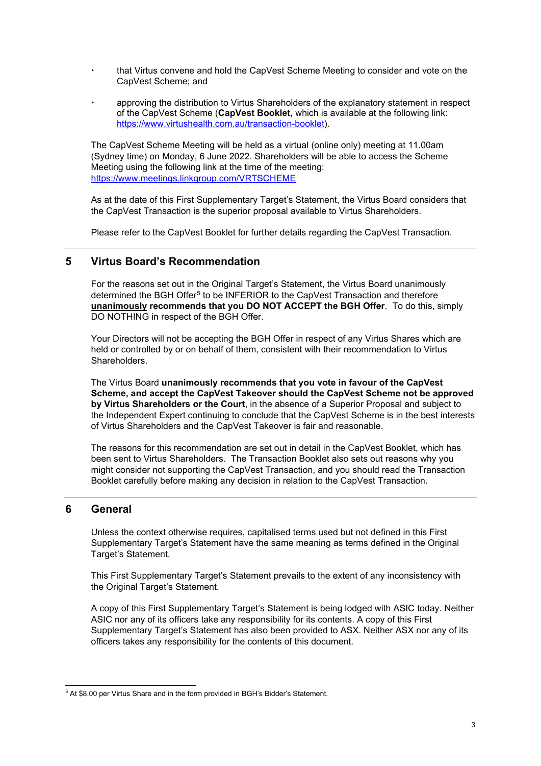- that Virtus convene and hold the CapVest Scheme Meeting to consider and vote on the CapVest Scheme; and
- approving the distribution to Virtus Shareholders of the explanatory statement in respect of the CapVest Scheme (**CapVest Booklet,** which is available at the following link: https://www.virtushealth.com.au/transaction-booklet).

The CapVest Scheme Meeting will be held as a virtual (online only) meeting at 11.00am (Sydney time) on Monday, 6 June 2022. Shareholders will be able to access the Scheme Meeting using the following link at the time of the meeting: https://www.meetings.linkgroup.com/VRTSCHEME

As at the date of this First Supplementary Target's Statement, the Virtus Board considers that the CapVest Transaction is the superior proposal available to Virtus Shareholders.

Please refer to the CapVest Booklet for further details regarding the CapVest Transaction.

## 5 Virtus Board's Recommendation

For the reasons set out in the Original Target's Statement, the Virtus Board unanimously determined the BGH Offer[5] to be INFERIOR to the CapVest Transaction and therefore **unanimously recommends that you DO NOT ACCEPT the BGH Offer**. To do this, simply DO NOTHING in respect of the BGH Offer.

Your Directors will not be accepting the BGH Offer in respect of any Virtus Shares which are held or controlled by or on behalf of them, consistent with their recommendation to Virtus Shareholders.

The Virtus Board **unanimously recommends that you vote in favour of the CapVest Scheme, and accept the CapVest Takeover should the CapVest Scheme not be approved by Virtus Shareholders or the Court**, in the absence of a Superior Proposal and subject to the Independent Expert continuing to conclude that the CapVest Scheme is in the best interests of Virtus Shareholders and the CapVest Takeover is fair and reasonable.

The reasons for this recommendation are set out in detail in the CapVest Booklet, which has been sent to Virtus Shareholders. The Transaction Booklet also sets out reasons why you might consider not supporting the CapVest Transaction, and you should read the Transaction Booklet carefully before making any decision in relation to the CapVest Transaction.

## 6 General

Unless the context otherwise requires, capitalised terms used but not defined in this First Supplementary Target's Statement have the same meaning as terms defined in the Original Target's Statement.

This First Supplementary Target's Statement prevails to the extent of any inconsistency with the Original Target's Statement.

A copy of this First Supplementary Target's Statement is being lodged with ASIC today. Neither ASIC nor any of its officers take any responsibility for its contents. A copy of this First Supplementary Target's Statement has also been provided to ASX. Neither ASX nor any of its officers takes any responsibility for the contents of this document.

[5] At $8.00 per Virtus Share and in the form provided in BGH's Bidder's Statement.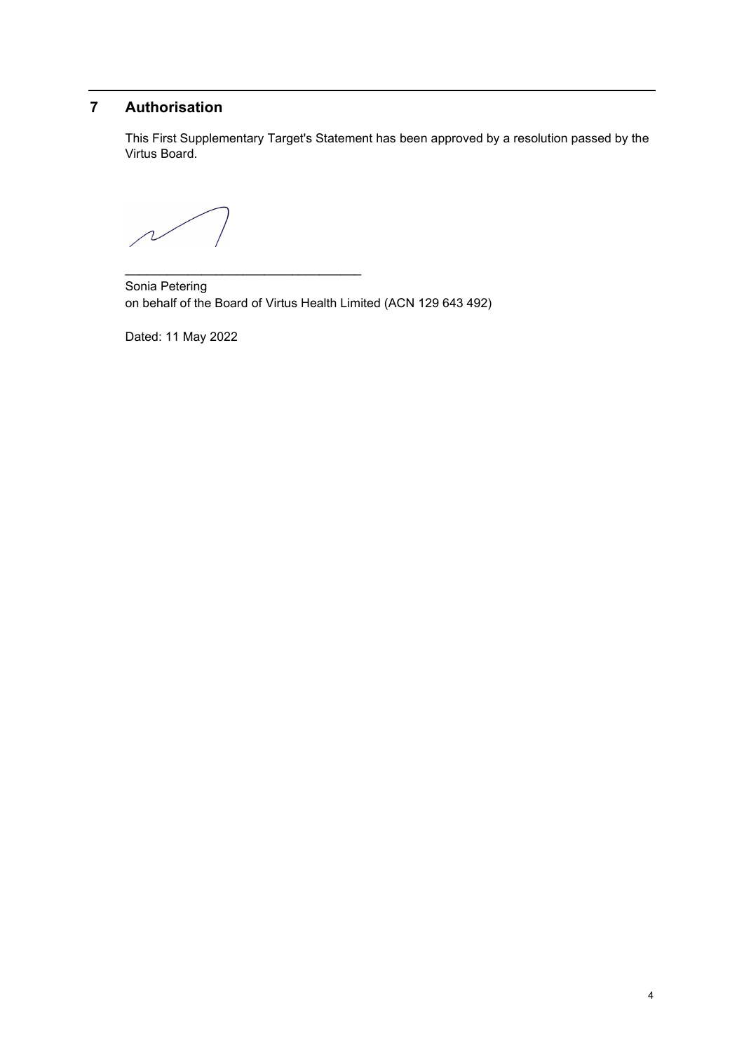## 7 Authorisation

This First Supplementary Target's Statement has been approved by a resolution passed by the Virtus Board.

\_\_\_\_\_\_\_\_\_\_\_\_\_\_\_\_\_\_\_\_\_\_\_\_\_\_\_\_\_\_\_\_\_\_\_

Sonia Petering
on behalf of the Board of Virtus Health Limited (ACN 129 643 492)

Dated: 11 May 2022